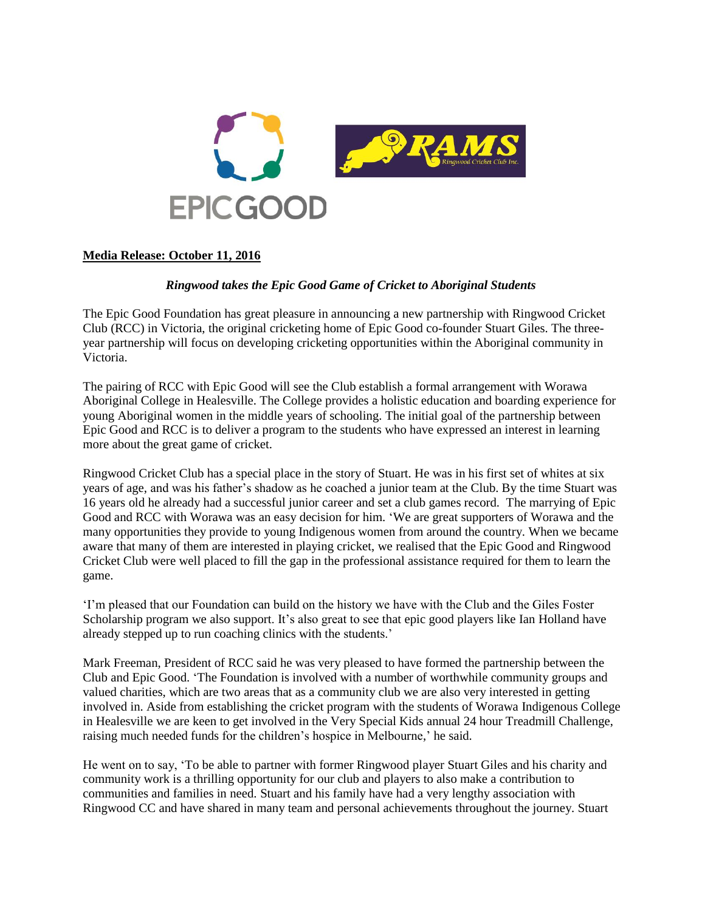EPIC GOOD

RAMS Ringwood Cricket Club Inc.

**Media Release: October 11, 2016**

***Ringwood takes the Epic Good Game of Cricket to Aboriginal Students***

The Epic Good Foundation has great pleasure in announcing a new partnership with Ringwood Cricket Club (RCC) in Victoria, the original cricketing home of Epic Good co-founder Stuart Giles. The three-year partnership will focus on developing cricketing opportunities within the Aboriginal community in Victoria.

The pairing of RCC with Epic Good will see the Club establish a formal arrangement with Worawa Aboriginal College in Healesville. The College provides a holistic education and boarding experience for young Aboriginal women in the middle years of schooling. The initial goal of the partnership between Epic Good and RCC is to deliver a program to the students who have expressed an interest in learning more about the great game of cricket.

Ringwood Cricket Club has a special place in the story of Stuart. He was in his first set of whites at six years of age, and was his father's shadow as he coached a junior team at the Club. By the time Stuart was 16 years old he already had a successful junior career and set a club games record. The marrying of Epic Good and RCC with Worawa was an easy decision for him. 'We are great supporters of Worawa and the many opportunities they provide to young Indigenous women from around the country. When we became aware that many of them are interested in playing cricket, we realised that the Epic Good and Ringwood Cricket Club were well placed to fill the gap in the professional assistance required for them to learn the game.

'I'm pleased that our Foundation can build on the history we have with the Club and the Giles Foster Scholarship program we also support. It's also great to see that epic good players like Ian Holland have already stepped up to run coaching clinics with the students.'

Mark Freeman, President of RCC said he was very pleased to have formed the partnership between the Club and Epic Good. 'The Foundation is involved with a number of worthwhile community groups and valued charities, which are two areas that as a community club we are also very interested in getting involved in. Aside from establishing the cricket program with the students of Worawa Indigenous College in Healesville we are keen to get involved in the Very Special Kids annual 24 hour Treadmill Challenge, raising much needed funds for the children's hospice in Melbourne,' he said.

He went on to say, 'To be able to partner with former Ringwood player Stuart Giles and his charity and community work is a thrilling opportunity for our club and players to also make a contribution to communities and families in need. Stuart and his family have had a very lengthy association with Ringwood CC and have shared in many team and personal achievements throughout the journey. Stuart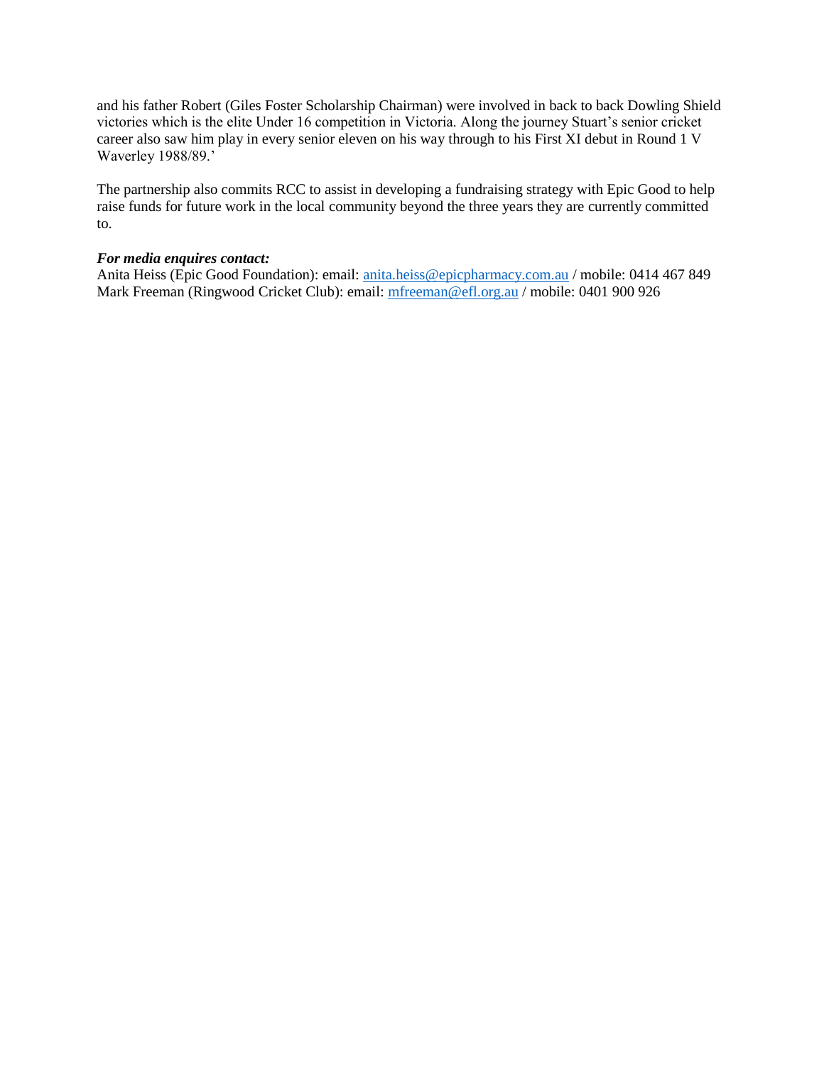and his father Robert (Giles Foster Scholarship Chairman) were involved in back to back Dowling Shield victories which is the elite Under 16 competition in Victoria. Along the journey Stuart's senior cricket career also saw him play in every senior eleven on his way through to his First XI debut in Round 1 V Waverley 1988/89.'

The partnership also commits RCC to assist in developing a fundraising strategy with Epic Good to help raise funds for future work in the local community beyond the three years they are currently committed to.

***For media enquires contact:***
Anita Heiss (Epic Good Foundation): email: anita.heiss@epicpharmacy.com.au / mobile: 0414 467 849
Mark Freeman (Ringwood Cricket Club): email: mfreeman@efl.org.au / mobile: 0401 900 926